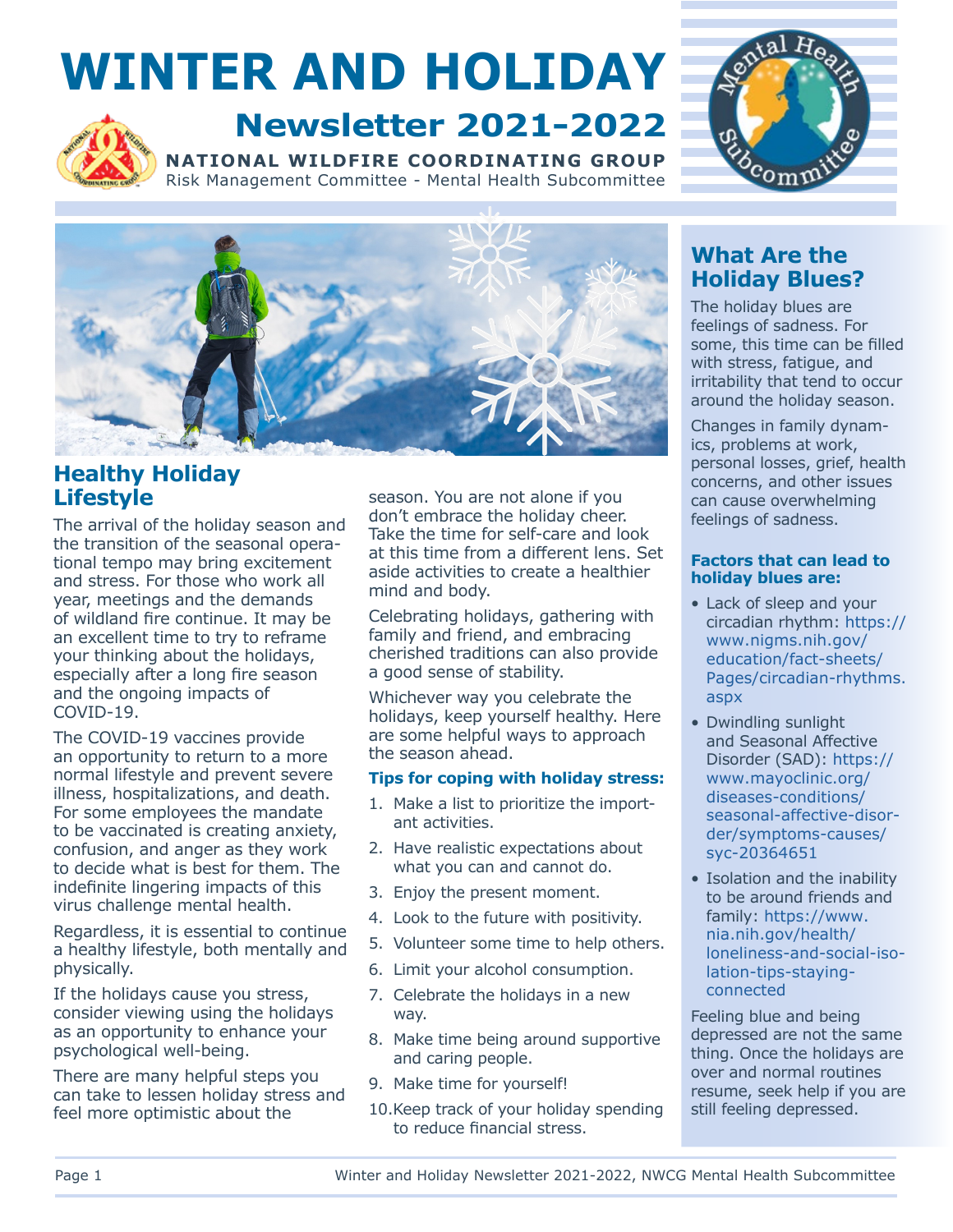# WINTER AND HOLIDAY

## Newsletter 2021-2022

**NATIONAL WILDFIRE COORDINATING GROUP**
Risk Management Committee - Mental Health Subcommittee

## Healthy Holiday Lifestyle

The arrival of the holiday season and the transition of the seasonal operational tempo may bring excitement and stress. For those who work all year, meetings and the demands of wildland fire continue. It may be an excellent time to try to reframe your thinking about the holidays, especially after a long fire season and the ongoing impacts of COVID-19.

The COVID-19 vaccines provide an opportunity to return to a more normal lifestyle and prevent severe illness, hospitalizations, and death. For some employees the mandate to be vaccinated is creating anxiety, confusion, and anger as they work to decide what is best for them. The indefinite lingering impacts of this virus challenge mental health.

Regardless, it is essential to continue a healthy lifestyle, both mentally and physically.

If the holidays cause you stress, consider viewing using the holidays as an opportunity to enhance your psychological well-being.

There are many helpful steps you can take to lessen holiday stress and feel more optimistic about the season. You are not alone if you don't embrace the holiday cheer. Take the time for self-care and look at this time from a different lens. Set aside activities to create a healthier mind and body.

Celebrating holidays, gathering with family and friend, and embracing cherished traditions can also provide a good sense of stability.

Whichever way you celebrate the holidays, keep yourself healthy. Here are some helpful ways to approach the season ahead.

### Tips for coping with holiday stress:

1. Make a list to prioritize the important activities.
2. Have realistic expectations about what you can and cannot do.
3. Enjoy the present moment.
4. Look to the future with positivity.
5. Volunteer some time to help others.
6. Limit your alcohol consumption.
7. Celebrate the holidays in a new way.
8. Make time being around supportive and caring people.
9. Make time for yourself!
10. Keep track of your holiday spending to reduce financial stress.

## What Are the Holiday Blues?

The holiday blues are feelings of sadness. For some, this time can be filled with stress, fatigue, and irritability that tend to occur around the holiday season.

Changes in family dynamics, problems at work, personal losses, grief, health concerns, and other issues can cause overwhelming feelings of sadness.

### Factors that can lead to holiday blues are:

- Lack of sleep and your circadian rhythm: https://www.nigms.nih.gov/education/fact-sheets/Pages/circadian-rhythms.aspx
- Dwindling sunlight and Seasonal Affective Disorder (SAD): https://www.mayoclinic.org/diseases-conditions/seasonal-affective-disorder/symptoms-causes/syc-20364651
- Isolation and the inability to be around friends and family: https://www.nia.nih.gov/health/loneliness-and-social-isolation-tips-staying-connected

Feeling blue and being depressed are not the same thing. Once the holidays are over and normal routines resume, seek help if you are still feeling depressed.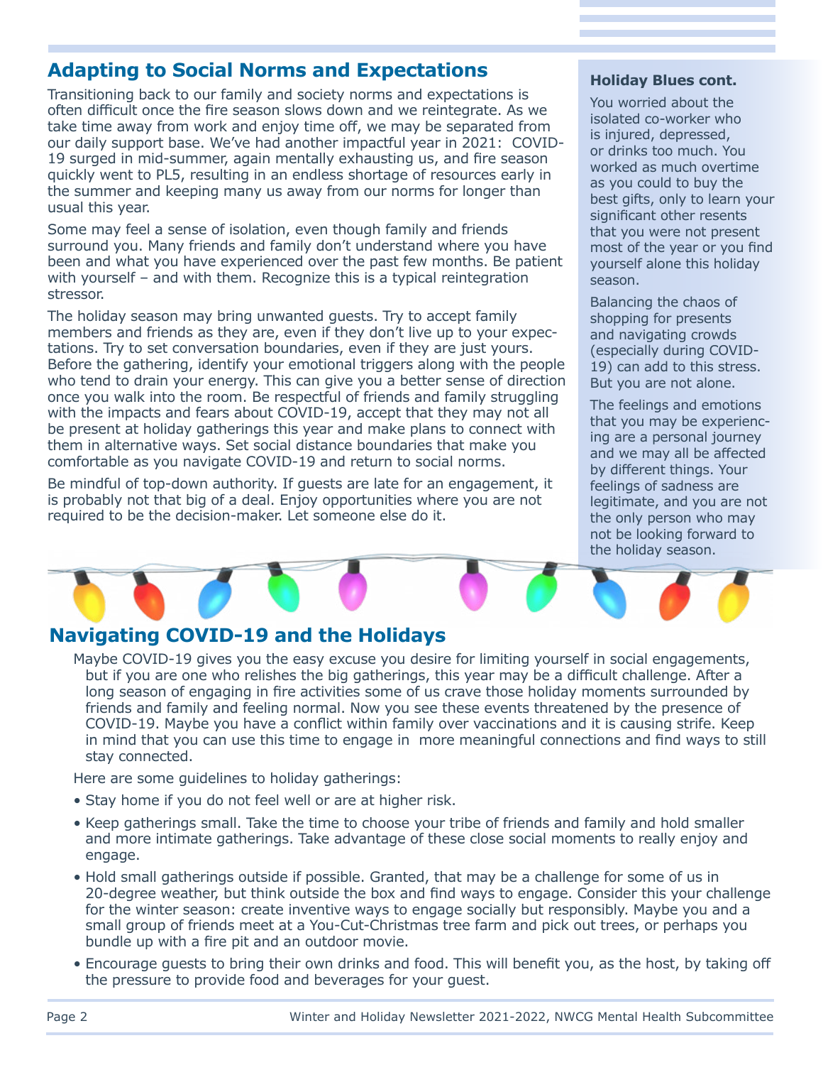## Adapting to Social Norms and Expectations

Transitioning back to our family and society norms and expectations is often difficult once the fire season slows down and we reintegrate. As we take time away from work and enjoy time off, we may be separated from our daily support base. We've had another impactful year in 2021: COVID-19 surged in mid-summer, again mentally exhausting us, and fire season quickly went to PL5, resulting in an endless shortage of resources early in the summer and keeping many us away from our norms for longer than usual this year.

Some may feel a sense of isolation, even though family and friends surround you. Many friends and family don't understand where you have been and what you have experienced over the past few months. Be patient with yourself – and with them. Recognize this is a typical reintegration stressor.

The holiday season may bring unwanted guests. Try to accept family members and friends as they are, even if they don't live up to your expectations. Try to set conversation boundaries, even if they are just yours. Before the gathering, identify your emotional triggers along with the people who tend to drain your energy. This can give you a better sense of direction once you walk into the room. Be respectful of friends and family struggling with the impacts and fears about COVID-19, accept that they may not all be present at holiday gatherings this year and make plans to connect with them in alternative ways. Set social distance boundaries that make you comfortable as you navigate COVID-19 and return to social norms.

Be mindful of top-down authority. If guests are late for an engagement, it is probably not that big of a deal. Enjoy opportunities where you are not required to be the decision-maker. Let someone else do it.

**Holiday Blues cont.**

You worried about the isolated co-worker who is injured, depressed, or drinks too much. You worked as much overtime as you could to buy the best gifts, only to learn your significant other resents that you were not present most of the year or you find yourself alone this holiday season.

Balancing the chaos of shopping for presents and navigating crowds (especially during COVID-19) can add to this stress. But you are not alone.

The feelings and emotions that you may be experiencing are a personal journey and we may all be affected by different things. Your feelings of sadness are legitimate, and you are not the only person who may not be looking forward to the holiday season.

## Navigating COVID-19 and the Holidays

Maybe COVID-19 gives you the easy excuse you desire for limiting yourself in social engagements, but if you are one who relishes the big gatherings, this year may be a difficult challenge. After a long season of engaging in fire activities some of us crave those holiday moments surrounded by friends and family and feeling normal. Now you see these events threatened by the presence of COVID-19. Maybe you have a conflict within family over vaccinations and it is causing strife. Keep in mind that you can use this time to engage in more meaningful connections and find ways to still stay connected.

Here are some guidelines to holiday gatherings:

- Stay home if you do not feel well or are at higher risk.
- Keep gatherings small. Take the time to choose your tribe of friends and family and hold smaller and more intimate gatherings. Take advantage of these close social moments to really enjoy and engage.
- Hold small gatherings outside if possible. Granted, that may be a challenge for some of us in 20-degree weather, but think outside the box and find ways to engage. Consider this your challenge for the winter season: create inventive ways to engage socially but responsibly. Maybe you and a small group of friends meet at a You-Cut-Christmas tree farm and pick out trees, or perhaps you bundle up with a fire pit and an outdoor movie.
- Encourage guests to bring their own drinks and food. This will benefit you, as the host, by taking off the pressure to provide food and beverages for your guest.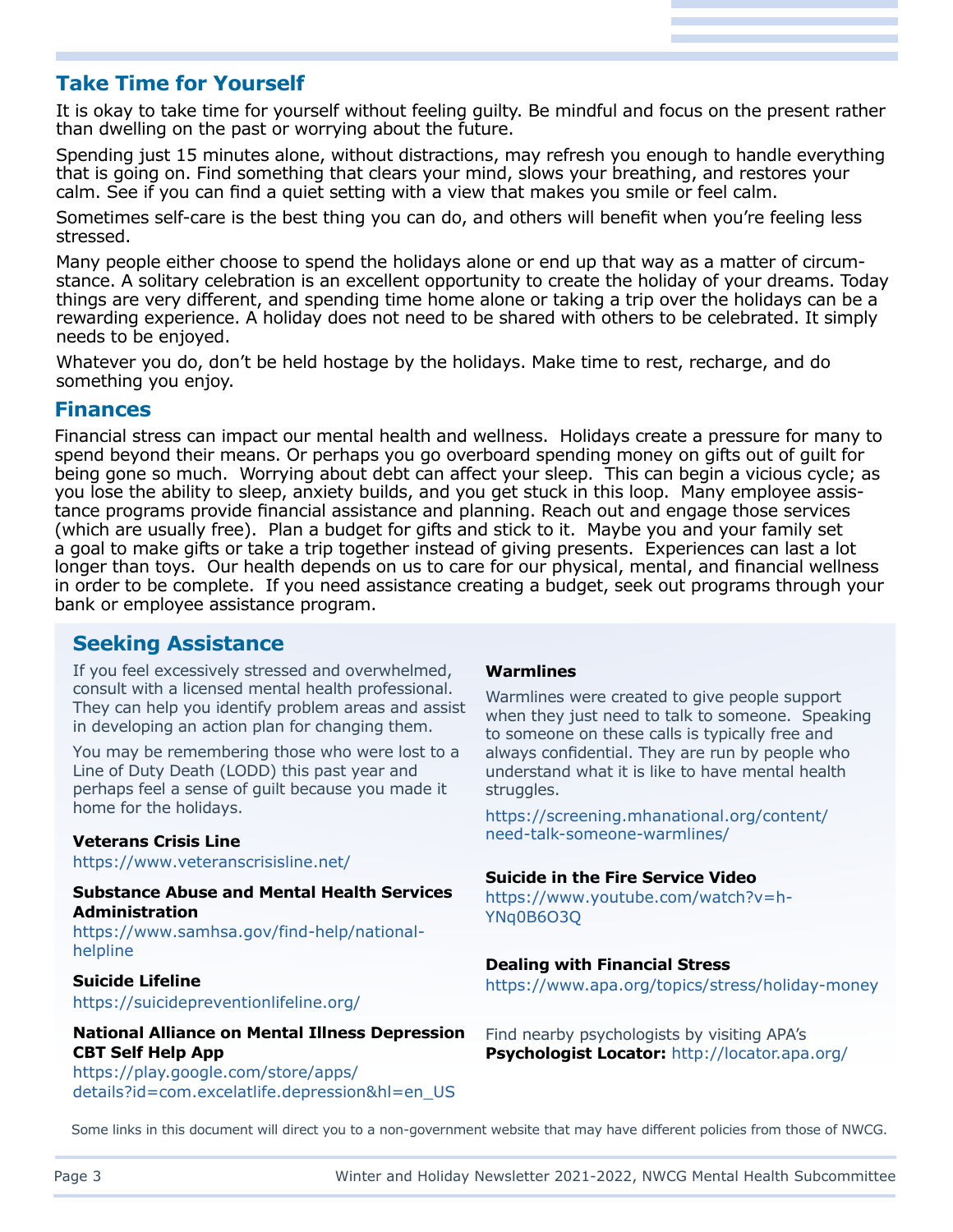## Take Time for Yourself

It is okay to take time for yourself without feeling guilty. Be mindful and focus on the present rather than dwelling on the past or worrying about the future.

Spending just 15 minutes alone, without distractions, may refresh you enough to handle everything that is going on. Find something that clears your mind, slows your breathing, and restores your calm. See if you can find a quiet setting with a view that makes you smile or feel calm.

Sometimes self-care is the best thing you can do, and others will benefit when you're feeling less stressed.

Many people either choose to spend the holidays alone or end up that way as a matter of circumstance. A solitary celebration is an excellent opportunity to create the holiday of your dreams. Today things are very different, and spending time home alone or taking a trip over the holidays can be a rewarding experience. A holiday does not need to be shared with others to be celebrated. It simply needs to be enjoyed.

Whatever you do, don't be held hostage by the holidays. Make time to rest, recharge, and do something you enjoy.

## Finances

Financial stress can impact our mental health and wellness. Holidays create a pressure for many to spend beyond their means. Or perhaps you go overboard spending money on gifts out of guilt for being gone so much. Worrying about debt can affect your sleep. This can begin a vicious cycle; as you lose the ability to sleep, anxiety builds, and you get stuck in this loop. Many employee assistance programs provide financial assistance and planning. Reach out and engage those services (which are usually free). Plan a budget for gifts and stick to it. Maybe you and your family set a goal to make gifts or take a trip together instead of giving presents. Experiences can last a lot longer than toys. Our health depends on us to care for our physical, mental, and financial wellness in order to be complete. If you need assistance creating a budget, seek out programs through your bank or employee assistance program.

## Seeking Assistance

If you feel excessively stressed and overwhelmed, consult with a licensed mental health professional. They can help you identify problem areas and assist in developing an action plan for changing them.

You may be remembering those who were lost to a Line of Duty Death (LODD) this past year and perhaps feel a sense of guilt because you made it home for the holidays.

**Veterans Crisis Line**
https://www.veteranscrisisline.net/

**Substance Abuse and Mental Health Services Administration**
https://www.samhsa.gov/find-help/national-helpline

**Suicide Lifeline**
https://suicidepreventionlifeline.org/

**National Alliance on Mental Illness Depression CBT Self Help App**
https://play.google.com/store/apps/details?id=com.excelatlife.depression&hl=en_US

**Warmlines**

Warmlines were created to give people support when they just need to talk to someone. Speaking to someone on these calls is typically free and always confidential. They are run by people who understand what it is like to have mental health struggles.

https://screening.mhanational.org/content/need-talk-someone-warmlines/

**Suicide in the Fire Service Video**
https://www.youtube.com/watch?v=h-YNq0B6O3Q

**Dealing with Financial Stress**
https://www.apa.org/topics/stress/holiday-money

Find nearby psychologists by visiting APA's **Psychologist Locator:** http://locator.apa.org/

Some links in this document will direct you to a non-government website that may have different policies from those of NWCG.